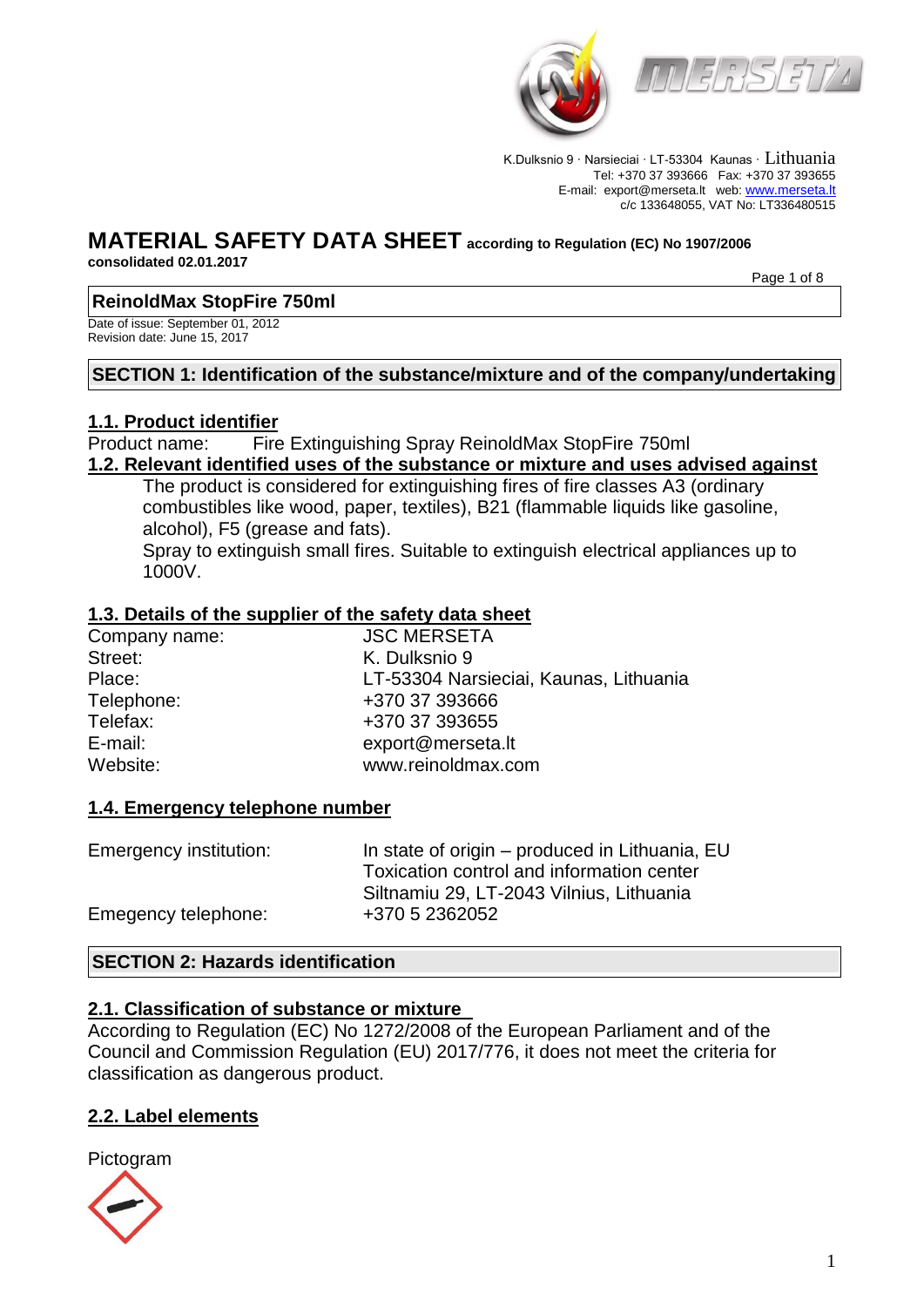K.Dulksnio 9 · Narsieciai · LT-53304 Kaunas · Lithuania
Tel: +370 37 393666 Fax: +370 37 393655
E-mail: export@merseta.lt web: www.merseta.lt
c/c 133648055, VAT No: LT336480515

# MATERIAL SAFETY DATA SHEET according to Regulation (EC) No 1907/2006

**consolidated 02.01.2017**

## ReinoldMax StopFire 750ml

Date of issue: September 01, 2012
Revision date: June 15, 2017

## SECTION 1: Identification of the substance/mixture and of the company/undertaking

### 1.1. Product identifier

Product name: Fire Extinguishing Spray ReinoldMax StopFire 750ml

### 1.2. Relevant identified uses of the substance or mixture and uses advised against

The product is considered for extinguishing fires of fire classes A3 (ordinary combustibles like wood, paper, textiles), B21 (flammable liquids like gasoline, alcohol), F5 (grease and fats).

Spray to extinguish small fires. Suitable to extinguish electrical appliances up to 1000V.

### 1.3. Details of the supplier of the safety data sheet

| | |
|---|---|
| Company name: | JSC MERSETA |
| Street: | K. Dulksnio 9 |
| Place: | LT-53304 Narsieciai, Kaunas, Lithuania |
| Telephone: | +370 37 393666 |
| Telefax: | +370 37 393655 |
| E-mail: | export@merseta.lt |
| Website: | www.reinoldmax.com |

### 1.4. Emergency telephone number

| | |
|---|---|
| Emergency institution: | In state of origin – produced in Lithuania, EU Toxication control and information center Siltnamiu 29, LT-2043 Vilnius, Lithuania |
| Emegency telephone: | +370 5 2362052 |

## SECTION 2: Hazards identification

### 2.1. Classification of substance or mixture

According to Regulation (EC) No 1272/2008 of the European Parliament and of the Council and Commission Regulation (EU) 2017/776, it does not meet the criteria for classification as dangerous product.

### 2.2. Label elements

Pictogram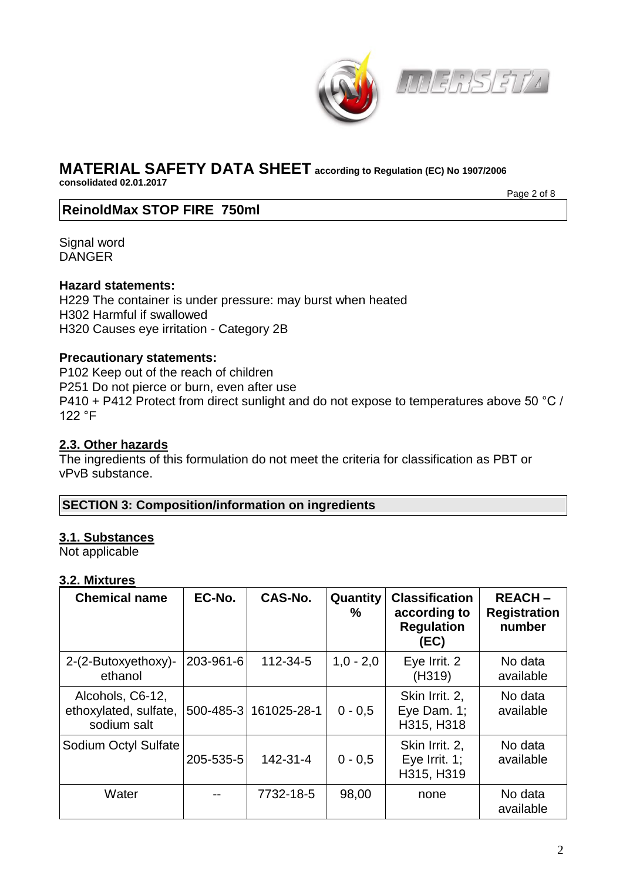# MATERIAL SAFETY DATA SHEET according to Regulation (EC) No 1907/2006

**consolidated 02.01.2017**

## ReinoldMax STOP FIRE 750ml

Signal word
DANGER

**Hazard statements:**
H229 The container is under pressure: may burst when heated
H302 Harmful if swallowed
H320 Causes eye irritation - Category 2B

**Precautionary statements:**
P102 Keep out of the reach of children
P251 Do not pierce or burn, even after use
P410 + P412 Protect from direct sunlight and do not expose to temperatures above 50 °C / 122 °F

### 2.3. Other hazards

The ingredients of this formulation do not meet the criteria for classification as PBT or vPvB substance.

## SECTION 3: Composition/information on ingredients

### 3.1. Substances

Not applicable

### 3.2. Mixtures

| Chemical name | EC-No. | CAS-No. | Quantity % | Classification according to Regulation (EC) | REACH – Registration number |
|---|---|---|---|---|---|
| 2-(2-Butoxyethoxy)-ethanol | 203-961-6 | 112-34-5 | 1,0 - 2,0 | Eye Irrit. 2 (H319) | No data available |
| Alcohols, C6-12, ethoxylated, sulfate, sodium salt | 500-485-3 | 161025-28-1 | 0 - 0,5 | Skin Irrit. 2, Eye Dam. 1; H315, H318 | No data available |
| Sodium Octyl Sulfate | 205-535-5 | 142-31-4 | 0 - 0,5 | Skin Irrit. 2, Eye Irrit. 1; H315, H319 | No data available |
| Water | -- | 7732-18-5 | 98,00 | none | No data available |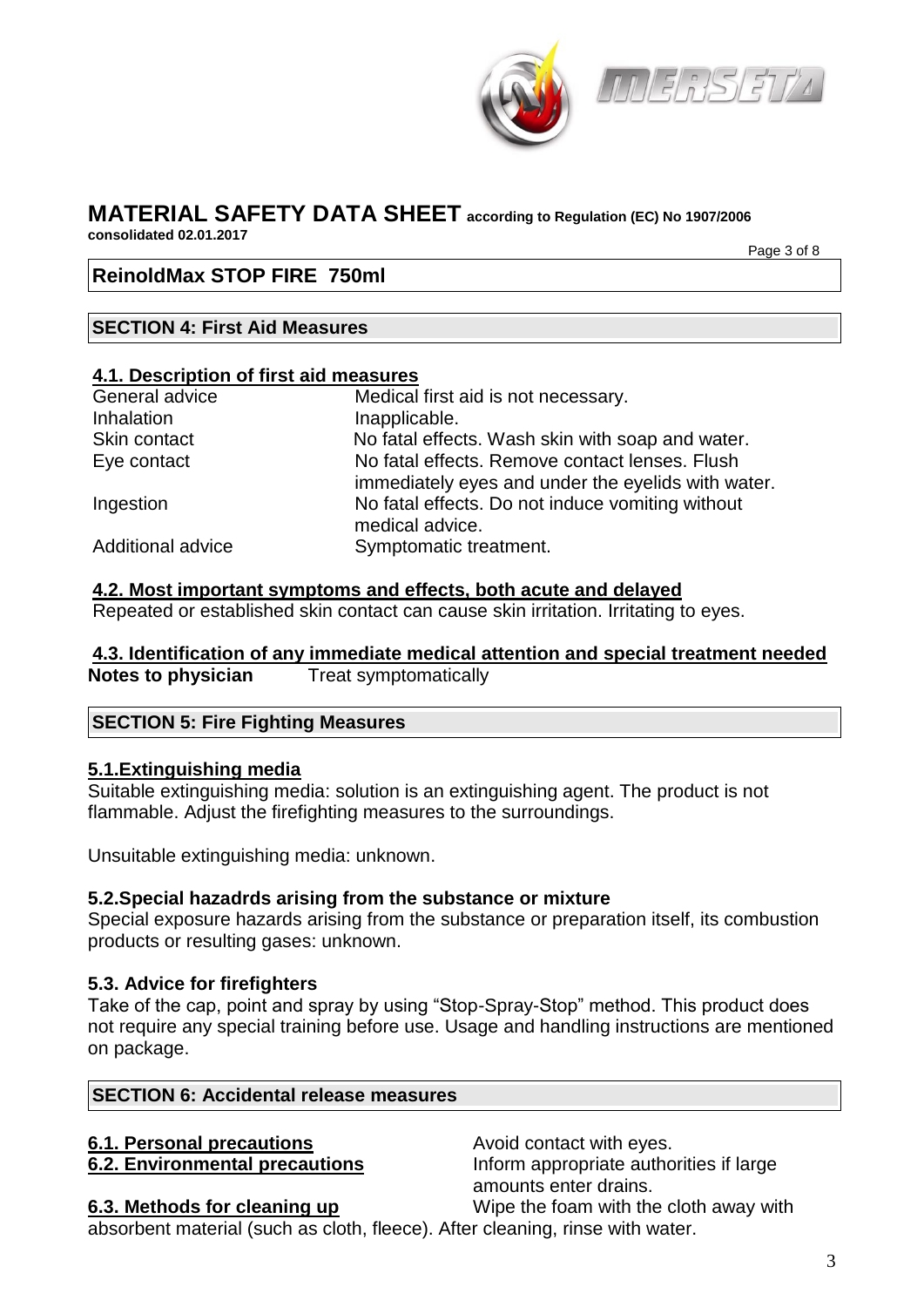# MATERIAL SAFETY DATA SHEET according to Regulation (EC) No 1907/2006

**consolidated 02.01.2017**

## ReinoldMax STOP FIRE 750ml

## SECTION 4: First Aid Measures

### 4.1. Description of first aid measures

| | |
|---|---|
| General advice | Medical first aid is not necessary. |
| Inhalation | Inapplicable. |
| Skin contact | No fatal effects. Wash skin with soap and water. |
| Eye contact | No fatal effects. Remove contact lenses. Flush immediately eyes and under the eyelids with water. |
| Ingestion | No fatal effects. Do not induce vomiting without medical advice. |
| Additional advice | Symptomatic treatment. |

### 4.2. Most important symptoms and effects, both acute and delayed

Repeated or established skin contact can cause skin irritation. Irritating to eyes.

### 4.3. Identification of any immediate medical attention and special treatment needed

**Notes to physician** Treat symptomatically

## SECTION 5: Fire Fighting Measures

### 5.1.Extinguishing media

Suitable extinguishing media: solution is an extinguishing agent. The product is not flammable. Adjust the firefighting measures to the surroundings.

Unsuitable extinguishing media: unknown.

### 5.2.Special hazadrds arising from the substance or mixture

Special exposure hazards arising from the substance or preparation itself, its combustion products or resulting gases: unknown.

### 5.3. Advice for firefighters

Take of the cap, point and spray by using "Stop-Spray-Stop" method. This product does not require any special training before use. Usage and handling instructions are mentioned on package.

## SECTION 6: Accidental release measures

**6.1. Personal precautions** Avoid contact with eyes.

**6.2. Environmental precautions** Inform appropriate authorities if large amounts enter drains.

**6.3. Methods for cleaning up** Wipe the foam with the cloth away with absorbent material (such as cloth, fleece). After cleaning, rinse with water.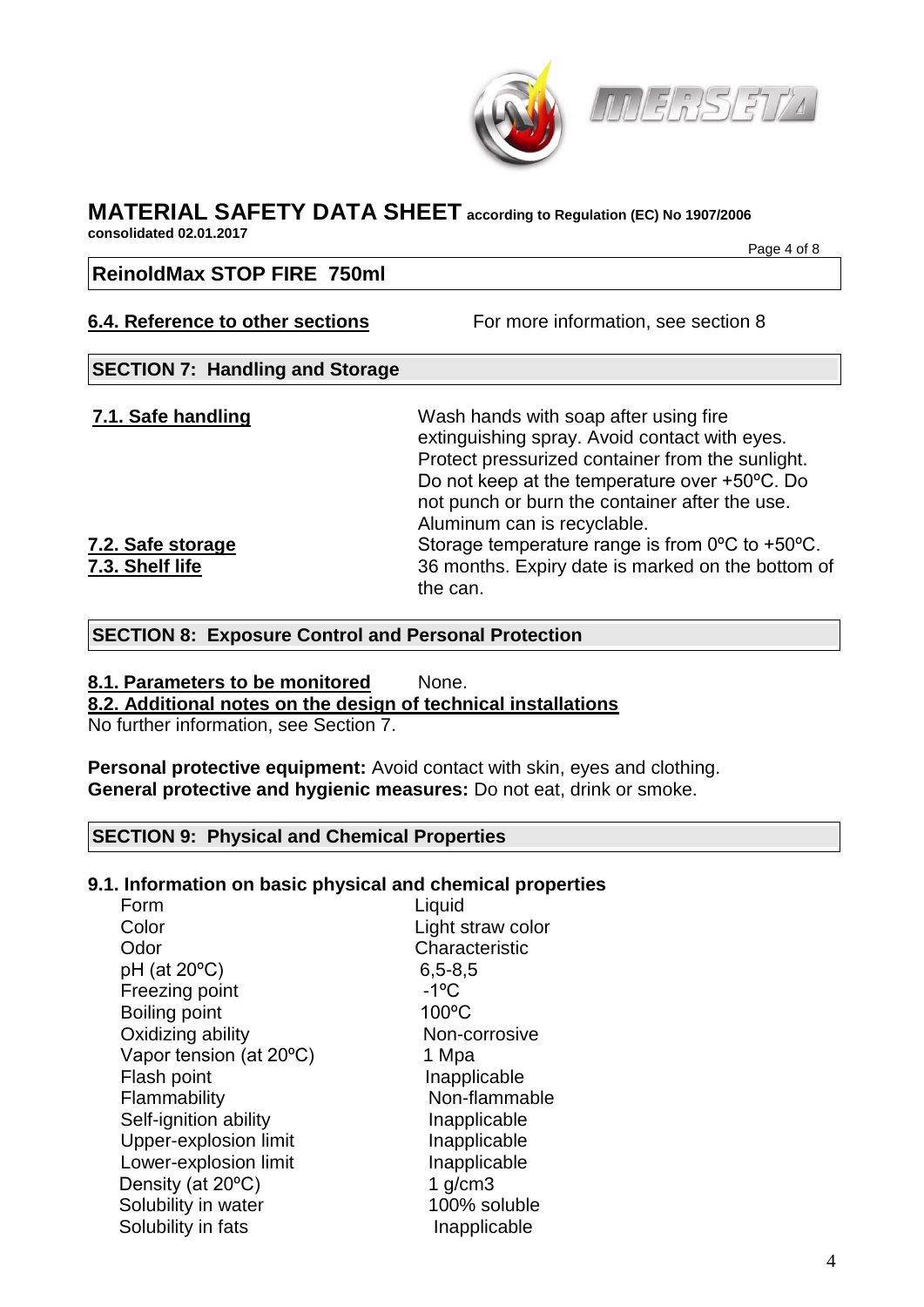# MATERIAL SAFETY DATA SHEET according to Regulation (EC) No 1907/2006

**consolidated 02.01.2017**

## ReinoldMax STOP FIRE 750ml

**6.4. Reference to other sections** For more information, see section 8

## SECTION 7: Handling and Storage

**7.1. Safe handling** Wash hands with soap after using fire extinguishing spray. Avoid contact with eyes. Protect pressurized container from the sunlight. Do not keep at the temperature over +50ºC. Do not punch or burn the container after the use. Aluminum can is recyclable.

**7.2. Safe storage** Storage temperature range is from 0ºC to +50ºC.

**7.3. Shelf life** 36 months. Expiry date is marked on the bottom of the can.

## SECTION 8: Exposure Control and Personal Protection

**8.1. Parameters to be monitored** None.

**8.2. Additional notes on the design of technical installations**

No further information, see Section 7.

**Personal protective equipment:** Avoid contact with skin, eyes and clothing.

**General protective and hygienic measures:** Do not eat, drink or smoke.

## SECTION 9: Physical and Chemical Properties

### 9.1. Information on basic physical and chemical properties

| Property | Value |
|---|---|
| Form | Liquid |
| Color | Light straw color |
| Odor | Characteristic |
| pH (at 20ºC) | 6,5-8,5 |
| Freezing point | -1ºC |
| Boiling point | 100ºC |
| Oxidizing ability | Non-corrosive |
| Vapor tension (at 20ºC) | 1 Mpa |
| Flash point | Inapplicable |
| Flammability | Non-flammable |
| Self-ignition ability | Inapplicable |
| Upper-explosion limit | Inapplicable |
| Lower-explosion limit | Inapplicable |
| Density (at 20ºC) | 1 g/cm3 |
| Solubility in water | 100% soluble |
| Solubility in fats | Inapplicable |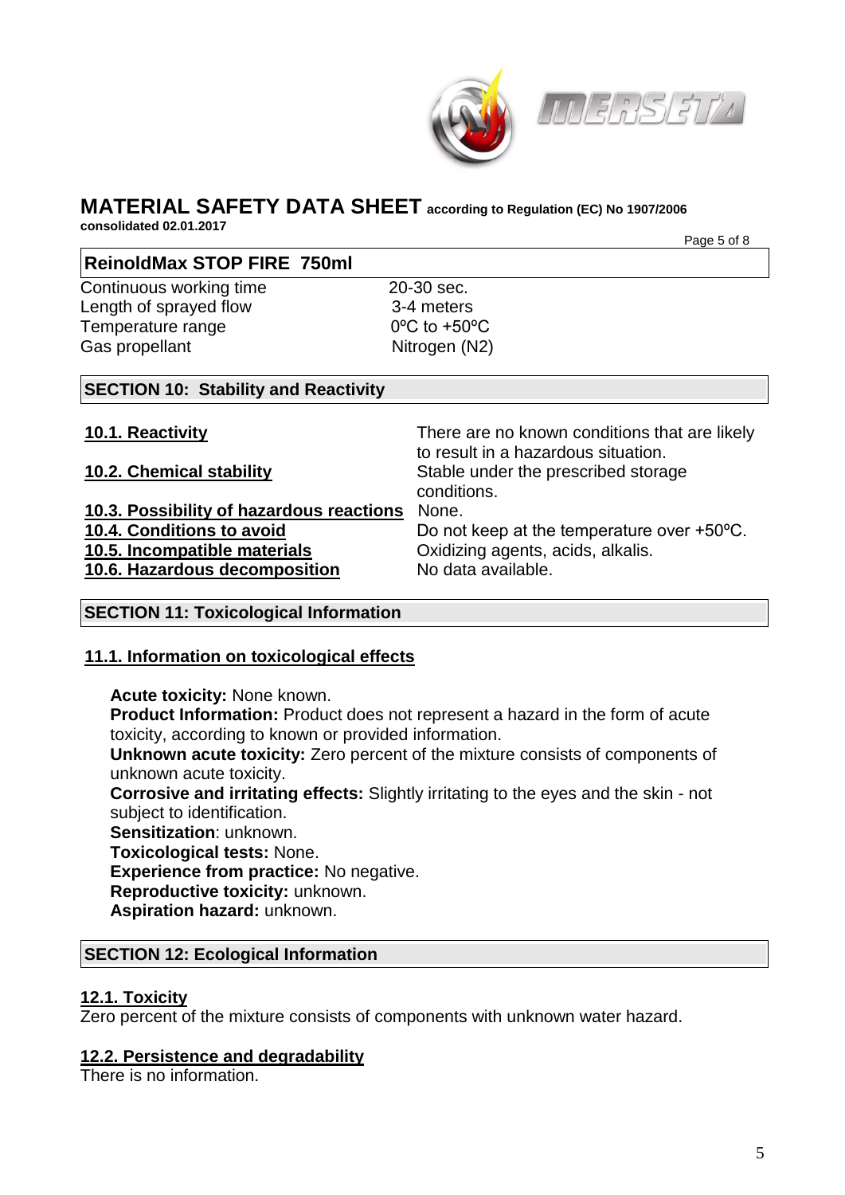# MATERIAL SAFETY DATA SHEET according to Regulation (EC) No 1907/2006

**consolidated 02.01.2017**

## ReinoldMax STOP FIRE 750ml

| | |
|---|---|
| Continuous working time | 20-30 sec. |
| Length of sprayed flow | 3-4 meters |
| Temperature range | 0ºC to +50ºC |
| Gas propellant | Nitrogen (N2) |

## SECTION 10: Stability and Reactivity

| | |
|---|---|
| **10.1. Reactivity** | There are no known conditions that are likely to result in a hazardous situation. |
| **10.2. Chemical stability** | Stable under the prescribed storage conditions. |
| **10.3. Possibility of hazardous reactions** | None. |
| **10.4. Conditions to avoid** | Do not keep at the temperature over +50ºC. |
| **10.5. Incompatible materials** | Oxidizing agents, acids, alkalis. |
| **10.6. Hazardous decomposition** | No data available. |

## SECTION 11: Toxicological Information

### 11.1. Information on toxicological effects

**Acute toxicity:** None known.
**Product Information:** Product does not represent a hazard in the form of acute toxicity, according to known or provided information.
**Unknown acute toxicity:** Zero percent of the mixture consists of components of unknown acute toxicity.
**Corrosive and irritating effects:** Slightly irritating to the eyes and the skin - not subject to identification.
**Sensitization**: unknown.
**Toxicological tests:** None.
**Experience from practice:** No negative.
**Reproductive toxicity:** unknown.
**Aspiration hazard:** unknown.

## SECTION 12: Ecological Information

### 12.1. Toxicity

Zero percent of the mixture consists of components with unknown water hazard.

### 12.2. Persistence and degradability

There is no information.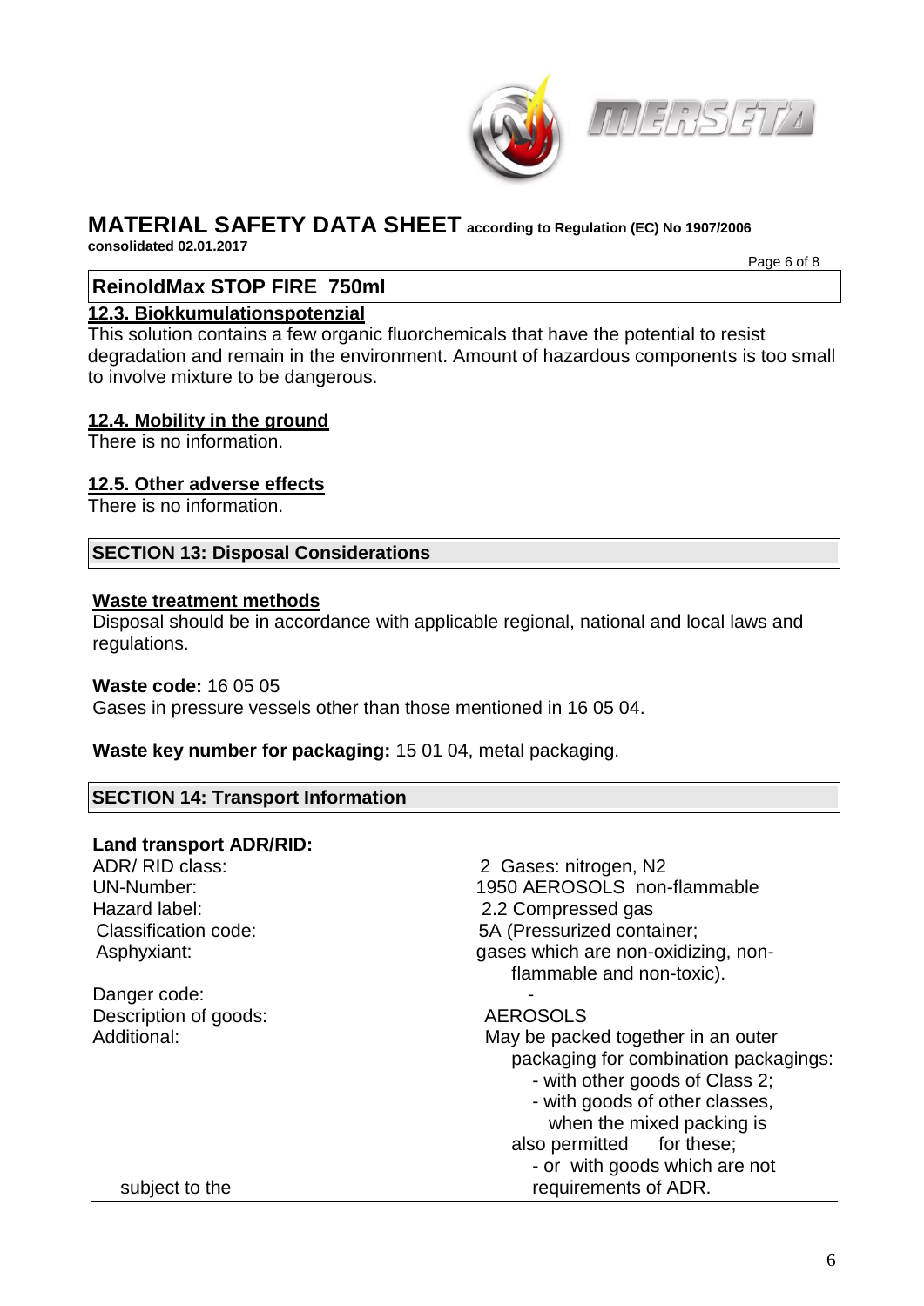# MATERIAL SAFETY DATA SHEET according to Regulation (EC) No 1907/2006

**consolidated 02.01.2017**

## ReinoldMax STOP FIRE 750ml

### 12.3. Biokkumulationspotenzial

This solution contains a few organic fluorchemicals that have the potential to resist degradation and remain in the environment. Amount of hazardous components is too small to involve mixture to be dangerous.

### 12.4. Mobility in the ground

There is no information.

### 12.5. Other adverse effects

There is no information.

## SECTION 13: Disposal Considerations

### Waste treatment methods

Disposal should be in accordance with applicable regional, national and local laws and regulations.

**Waste code:** 16 05 05
Gases in pressure vessels other than those mentioned in 16 05 04.

**Waste key number for packaging:** 15 01 04, metal packaging.

## SECTION 14: Transport Information

**Land transport ADR/RID:**

| | |
|---|---|
| ADR/ RID class: | 2 Gases: nitrogen, $N_2$ |
| UN-Number: | 1950 AEROSOLS non-flammable |
| Hazard label: | 2.2 Compressed gas |
| Classification code: | 5A (Pressurized container; |
| Asphyxiant: | gases which are non-oxidizing, non-flammable and non-toxic). |
| Danger code: | - |
| Description of goods: | AEROSOLS |
| Additional: | May be packed together in an outer packaging for combination packagings:<br>- with other goods of Class 2;<br>- with goods of other classes, when the mixed packing is also permitted for these;<br>- or with goods which are not subject to the requirements of ADR. |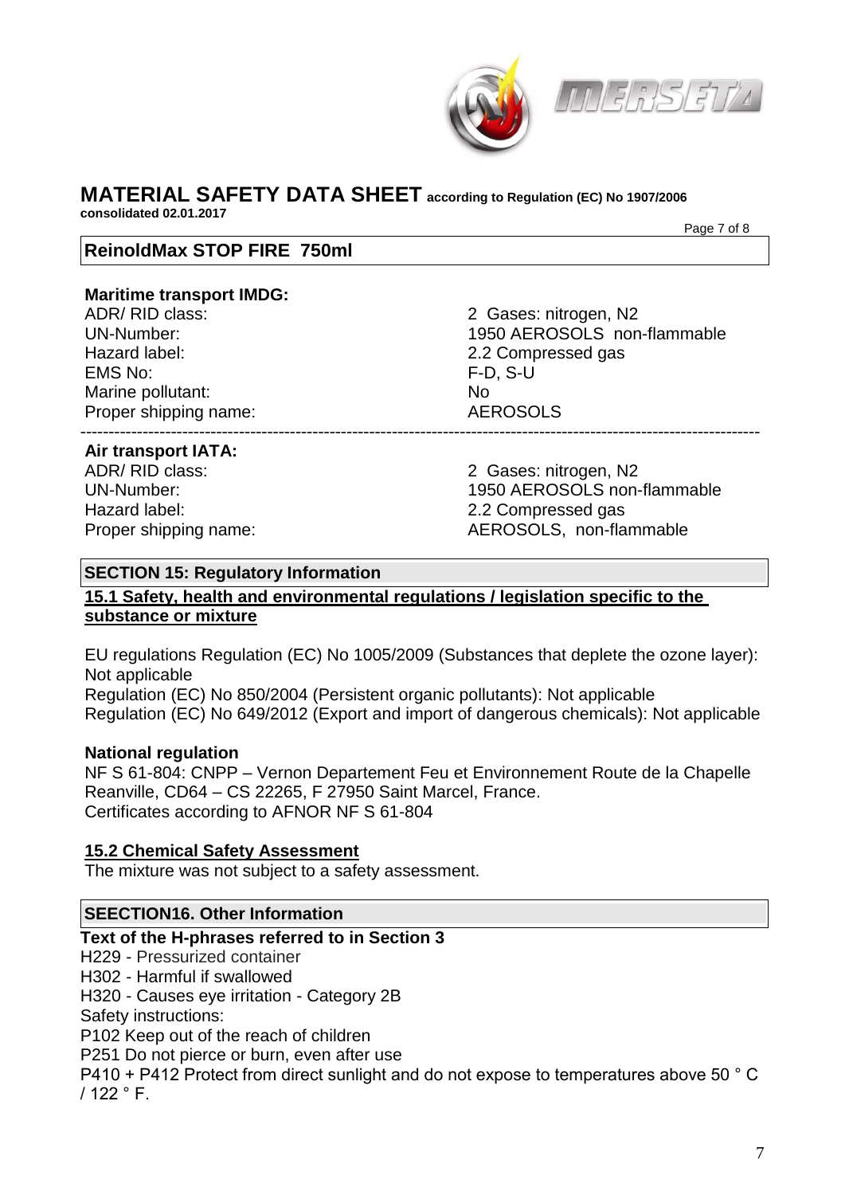**Maritime transport IMDG:**

| | |
|---|---|
| ADR/ RID class: | 2 Gases: nitrogen, N2 |
| UN-Number: | 1950 AEROSOLS non-flammable |
| Hazard label: | 2.2 Compressed gas |
| EMS No: | F-D, S-U |
| Marine pollutant: | No |
| Proper shipping name: | AEROSOLS |

---

**Air transport IATA:**

| | |
|---|---|
| ADR/ RID class: | 2 Gases: nitrogen, N2 |
| UN-Number: | 1950 AEROSOLS non-flammable |
| Hazard label: | 2.2 Compressed gas |
| Proper shipping name: | AEROSOLS, non-flammable |

## SECTION 15: Regulatory Information

### 15.1 Safety, health and environmental regulations / legislation specific to the substance or mixture

EU regulations Regulation (EC) No 1005/2009 (Substances that deplete the ozone layer): Not applicable
Regulation (EC) No 850/2004 (Persistent organic pollutants): Not applicable
Regulation (EC) No 649/2012 (Export and import of dangerous chemicals): Not applicable

**National regulation**

NF S 61-804: CNPP – Vernon Departement Feu et Environnement Route de la Chapelle Reanville, CD64 – CS 22265, F 27950 Saint Marcel, France.
Certificates according to AFNOR NF S 61-804

### 15.2 Chemical Safety Assessment

The mixture was not subject to a safety assessment.

## SEECTION16. Other Information

**Text of the H-phrases referred to in Section 3**

H229 - Pressurized container
H302 - Harmful if swallowed
H320 - Causes eye irritation - Category 2B
Safety instructions:
P102 Keep out of the reach of children
P251 Do not pierce or burn, even after use
P410 + P412 Protect from direct sunlight and do not expose to temperatures above 50 ° C / 122 ° F.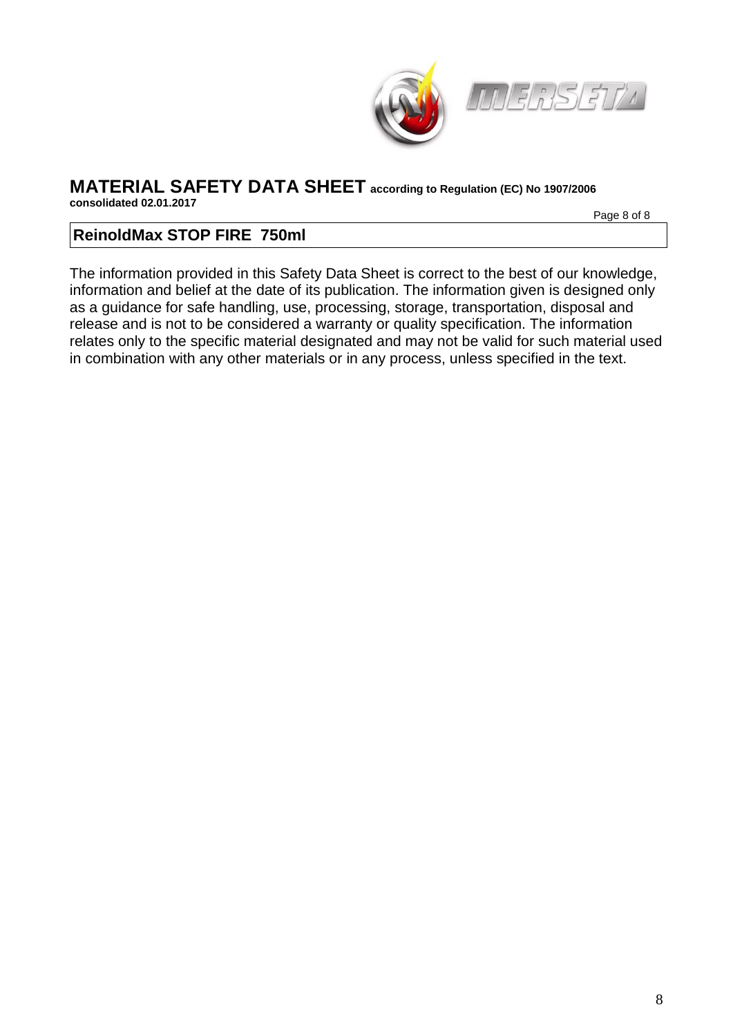The information provided in this Safety Data Sheet is correct to the best of our knowledge, information and belief at the date of its publication. The information given is designed only as a guidance for safe handling, use, processing, storage, transportation, disposal and release and is not to be considered a warranty or quality specification. The information relates only to the specific material designated and may not be valid for such material used in combination with any other materials or in any process, unless specified in the text.